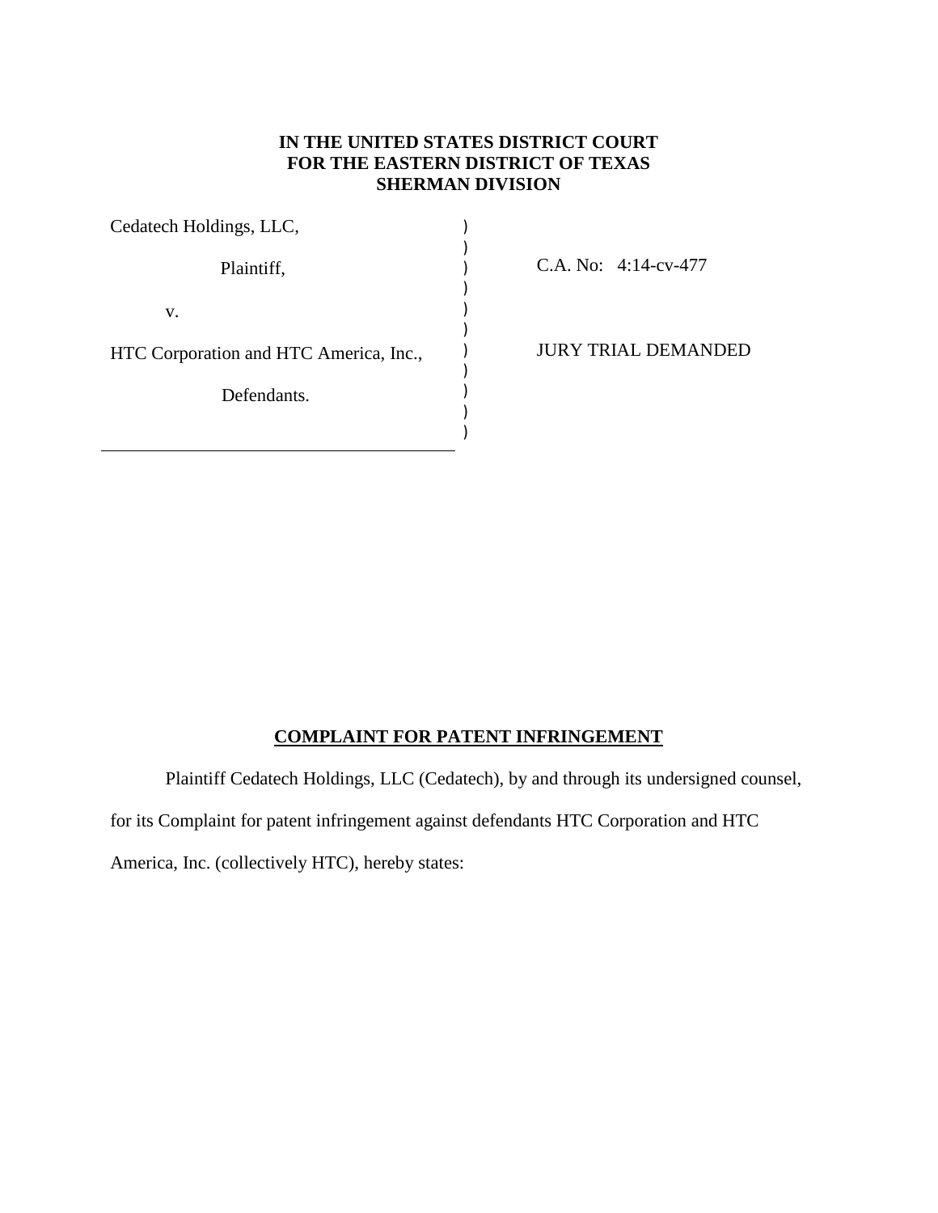**IN THE UNITED STATES DISTRICT COURT**
**FOR THE EASTERN DISTRICT OF TEXAS**
**SHERMAN DIVISION**

| | | |
|---|---|---|
| Cedatech Holdings, LLC, | ) | |
| Plaintiff, | ) | C.A. No: 4:14-cv-477 |
| v. | ) | |
| HTC Corporation and HTC America, Inc., | ) | JURY TRIAL DEMANDED |
| Defendants. | ) | |

**COMPLAINT FOR PATENT INFRINGEMENT**

Plaintiff Cedatech Holdings, LLC (Cedatech), by and through its undersigned counsel, for its Complaint for patent infringement against defendants HTC Corporation and HTC America, Inc. (collectively HTC), hereby states: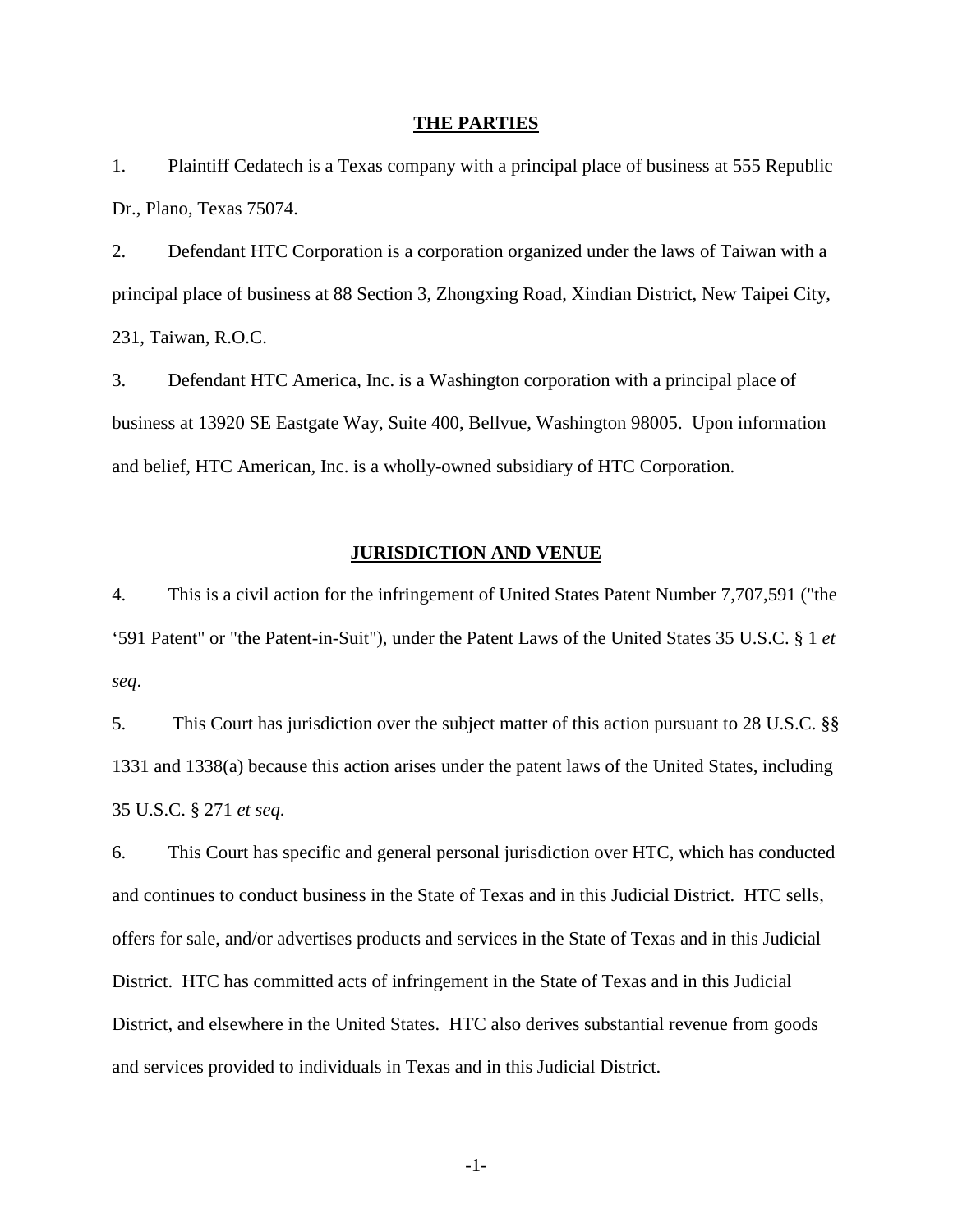## THE PARTIES

1. Plaintiff Cedatech is a Texas company with a principal place of business at 555 Republic Dr., Plano, Texas 75074.

2. Defendant HTC Corporation is a corporation organized under the laws of Taiwan with a principal place of business at 88 Section 3, Zhongxing Road, Xindian District, New Taipei City, 231, Taiwan, R.O.C.

3. Defendant HTC America, Inc. is a Washington corporation with a principal place of business at 13920 SE Eastgate Way, Suite 400, Bellvue, Washington 98005. Upon information and belief, HTC American, Inc. is a wholly-owned subsidiary of HTC Corporation.

## JURISDICTION AND VENUE

4. This is a civil action for the infringement of United States Patent Number 7,707,591 ("the '591 Patent" or "the Patent-in-Suit"), under the Patent Laws of the United States 35 U.S.C. § 1 *et seq*.

5. This Court has jurisdiction over the subject matter of this action pursuant to 28 U.S.C. §§ 1331 and 1338(a) because this action arises under the patent laws of the United States, including 35 U.S.C. § 271 *et seq*.

6. This Court has specific and general personal jurisdiction over HTC, which has conducted and continues to conduct business in the State of Texas and in this Judicial District. HTC sells, offers for sale, and/or advertises products and services in the State of Texas and in this Judicial District. HTC has committed acts of infringement in the State of Texas and in this Judicial District, and elsewhere in the United States. HTC also derives substantial revenue from goods and services provided to individuals in Texas and in this Judicial District.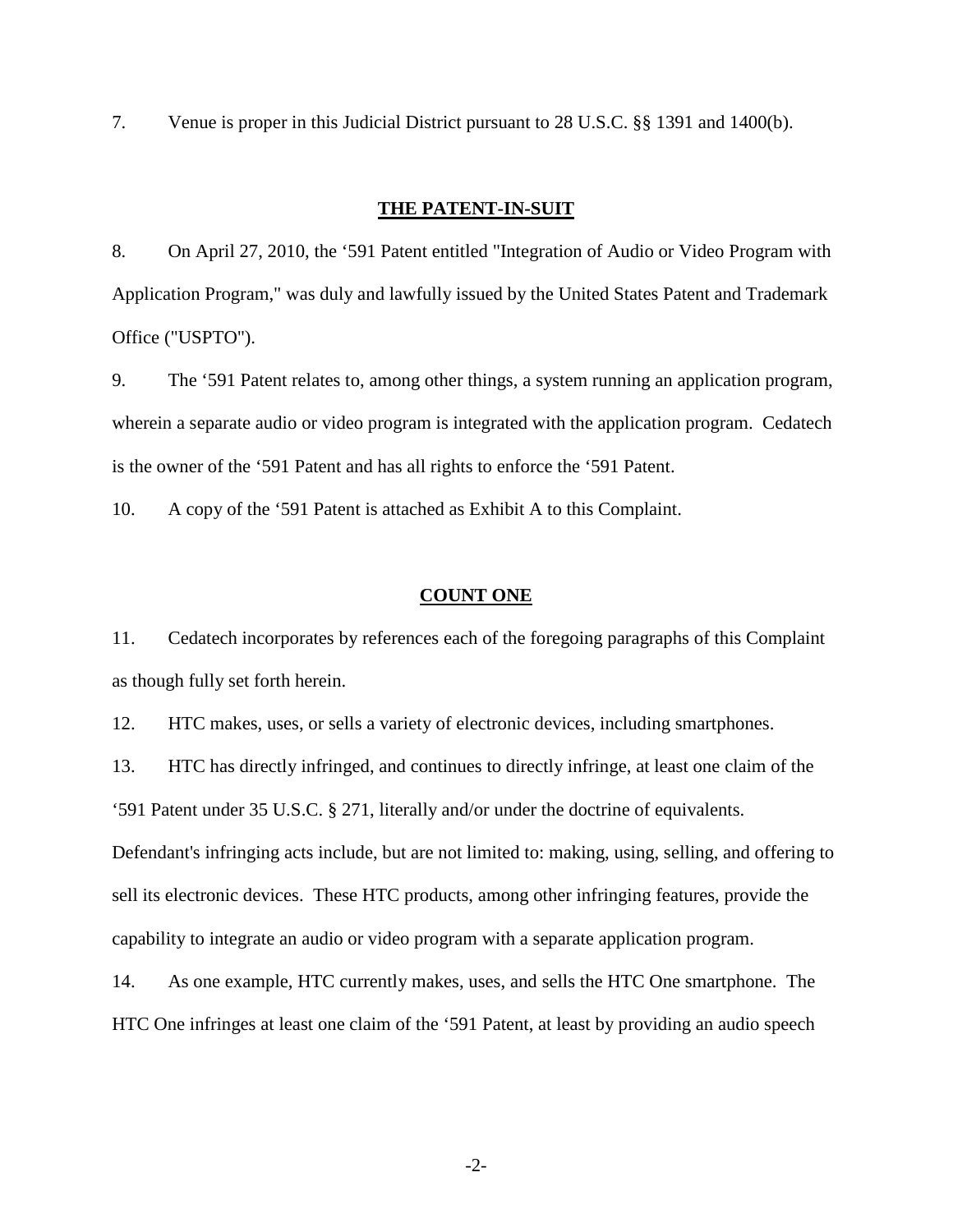7. Venue is proper in this Judicial District pursuant to 28 U.S.C. §§ 1391 and 1400(b).

## THE PATENT-IN-SUIT

8. On April 27, 2010, the '591 Patent entitled "Integration of Audio or Video Program with Application Program," was duly and lawfully issued by the United States Patent and Trademark Office ("USPTO").

9. The '591 Patent relates to, among other things, a system running an application program, wherein a separate audio or video program is integrated with the application program. Cedatech is the owner of the '591 Patent and has all rights to enforce the '591 Patent.

10. A copy of the '591 Patent is attached as Exhibit A to this Complaint.

## COUNT ONE

11. Cedatech incorporates by references each of the foregoing paragraphs of this Complaint as though fully set forth herein.

12. HTC makes, uses, or sells a variety of electronic devices, including smartphones.

13. HTC has directly infringed, and continues to directly infringe, at least one claim of the '591 Patent under 35 U.S.C. § 271, literally and/or under the doctrine of equivalents. Defendant's infringing acts include, but are not limited to: making, using, selling, and offering to sell its electronic devices. These HTC products, among other infringing features, provide the capability to integrate an audio or video program with a separate application program.

14. As one example, HTC currently makes, uses, and sells the HTC One smartphone. The HTC One infringes at least one claim of the '591 Patent, at least by providing an audio speech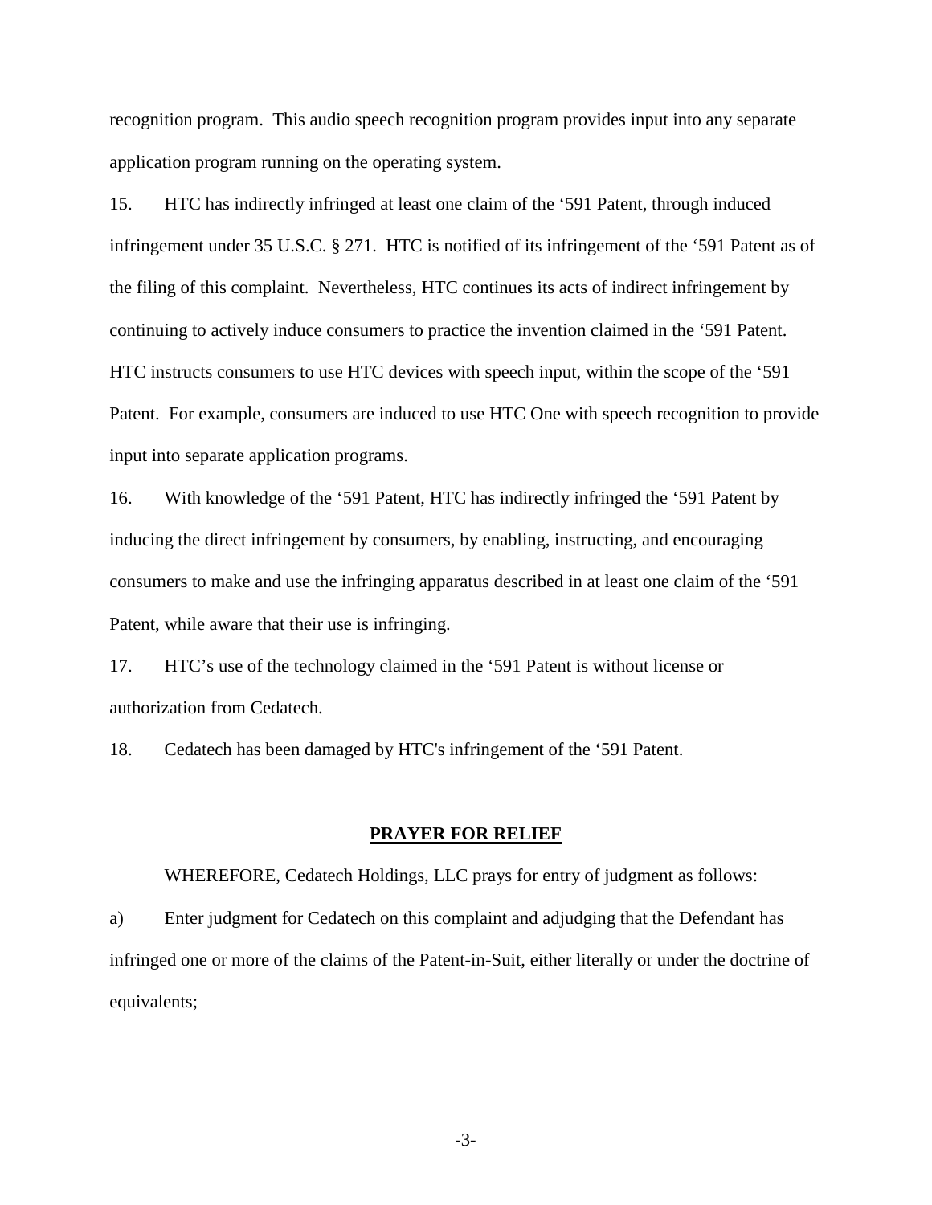recognition program. This audio speech recognition program provides input into any separate application program running on the operating system.

15. HTC has indirectly infringed at least one claim of the '591 Patent, through induced infringement under 35 U.S.C. § 271. HTC is notified of its infringement of the '591 Patent as of the filing of this complaint. Nevertheless, HTC continues its acts of indirect infringement by continuing to actively induce consumers to practice the invention claimed in the '591 Patent. HTC instructs consumers to use HTC devices with speech input, within the scope of the '591 Patent. For example, consumers are induced to use HTC One with speech recognition to provide input into separate application programs.

16. With knowledge of the '591 Patent, HTC has indirectly infringed the '591 Patent by inducing the direct infringement by consumers, by enabling, instructing, and encouraging consumers to make and use the infringing apparatus described in at least one claim of the '591 Patent, while aware that their use is infringing.

17. HTC's use of the technology claimed in the '591 Patent is without license or authorization from Cedatech.

18. Cedatech has been damaged by HTC's infringement of the '591 Patent.

## **PRAYER FOR RELIEF**

WHEREFORE, Cedatech Holdings, LLC prays for entry of judgment as follows:

a) Enter judgment for Cedatech on this complaint and adjudging that the Defendant has infringed one or more of the claims of the Patent-in-Suit, either literally or under the doctrine of equivalents;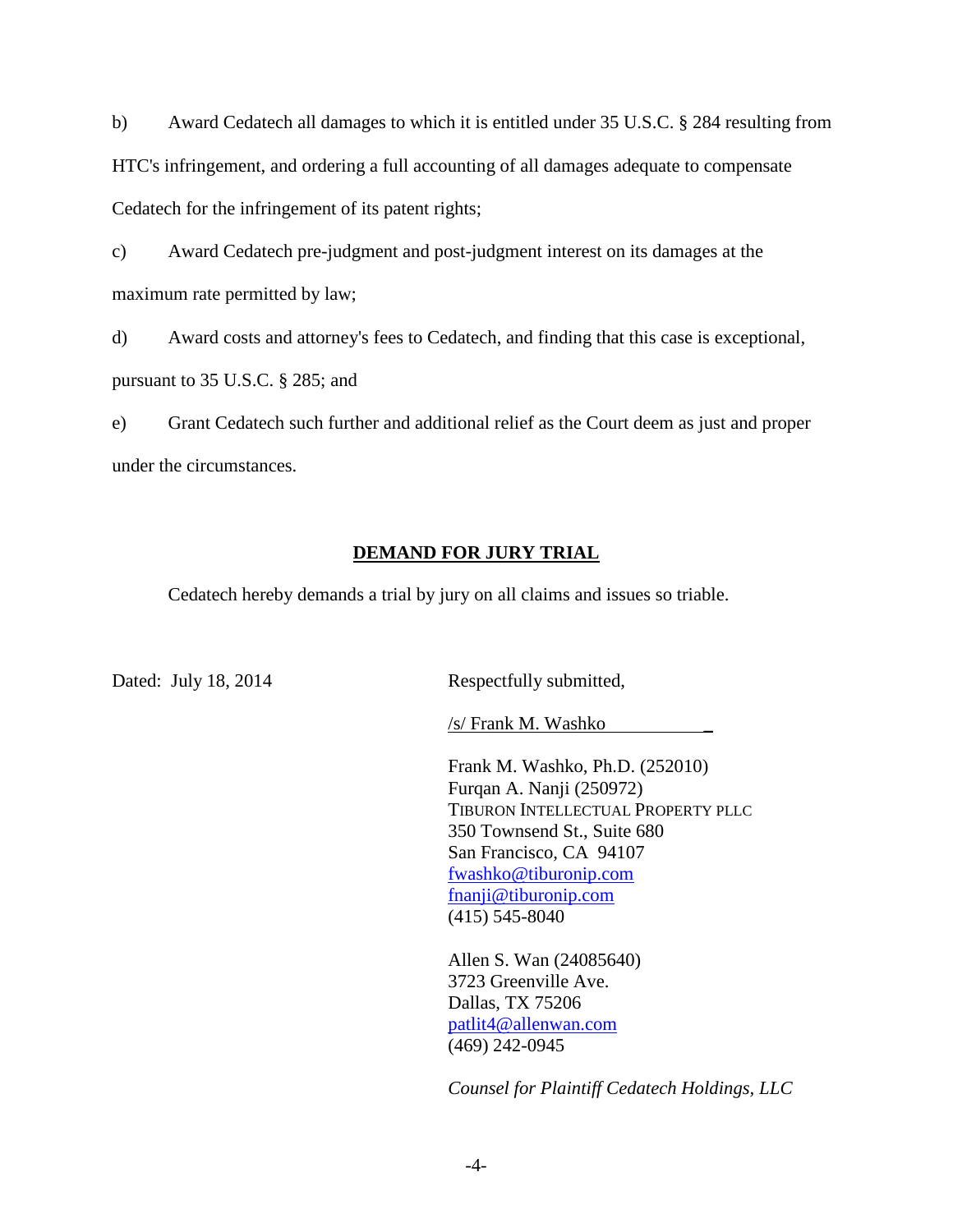b) Award Cedatech all damages to which it is entitled under 35 U.S.C. § 284 resulting from HTC's infringement, and ordering a full accounting of all damages adequate to compensate Cedatech for the infringement of its patent rights;

c) Award Cedatech pre-judgment and post-judgment interest on its damages at the maximum rate permitted by law;

d) Award costs and attorney's fees to Cedatech, and finding that this case is exceptional, pursuant to 35 U.S.C. § 285; and

e) Grant Cedatech such further and additional relief as the Court deem as just and proper under the circumstances.

## DEMAND FOR JURY TRIAL

Cedatech hereby demands a trial by jury on all claims and issues so triable.

Dated: July 18, 2014

Respectfully submitted,

/s/ Frank M. Washko

Frank M. Washko, Ph.D. (252010)
Furqan A. Nanji (250972)
TIBURON INTELLECTUAL PROPERTY PLLC
350 Townsend St., Suite 680
San Francisco, CA 94107
fwashko@tiburonip.com
fnanji@tiburonip.com
(415) 545-8040

Allen S. Wan (24085640)
3723 Greenville Ave.
Dallas, TX 75206
patlit4@allenwan.com
(469) 242-0945

*Counsel for Plaintiff Cedatech Holdings, LLC*